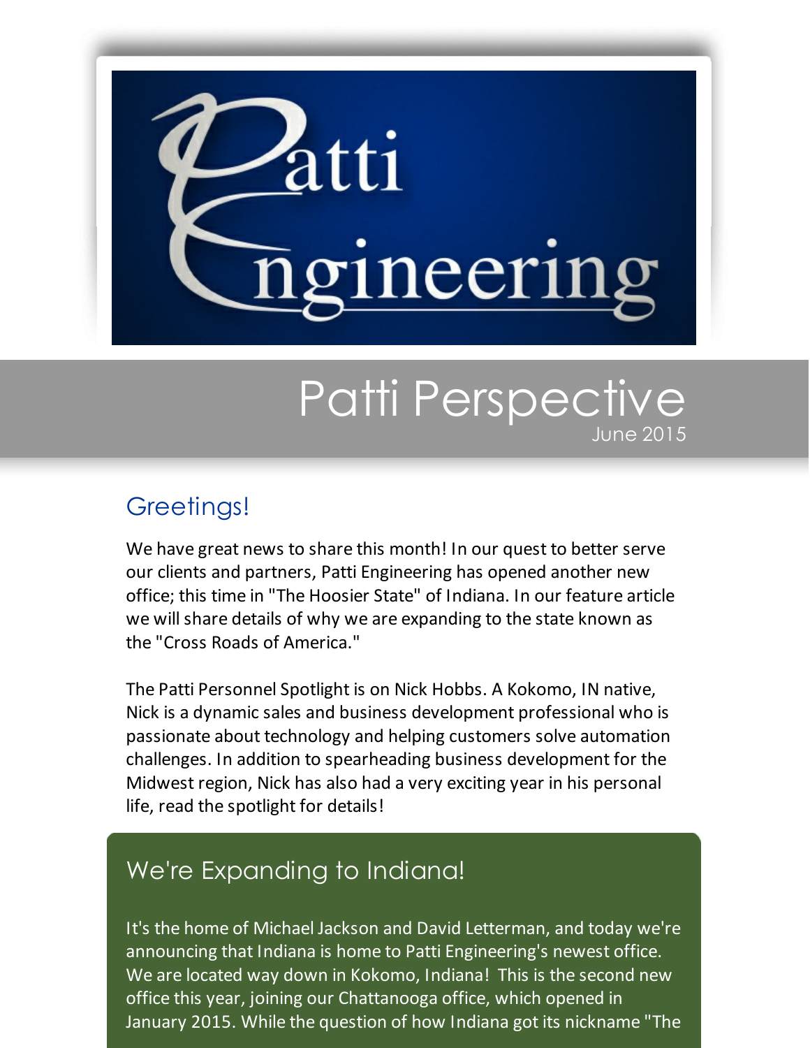# Patti Engineering

## Patti Perspective

June 2015

## Greetings!

We have great news to share this month! In our quest to better serve our clients and partners, Patti Engineering has opened another new office; this time in "The Hoosier State" of Indiana. In our feature article we will share details of why we are expanding to the state known as the "Cross Roads of America."

The Patti Personnel Spotlight is on Nick Hobbs. A Kokomo, IN native, Nick is a dynamic sales and business development professional who is passionate about technology and helping customers solve automation challenges. In addition to spearheading business development for the Midwest region, Nick has also had a very exciting year in his personal life, read the spotlight for details!

## We're Expanding to Indiana!

It's the home of Michael Jackson and David Letterman, and today we're announcing that Indiana is home to Patti Engineering's newest office. We are located way down in Kokomo, Indiana! This is the second new office this year, joining our Chattanooga office, which opened in January 2015. While the question of how Indiana got its nickname "The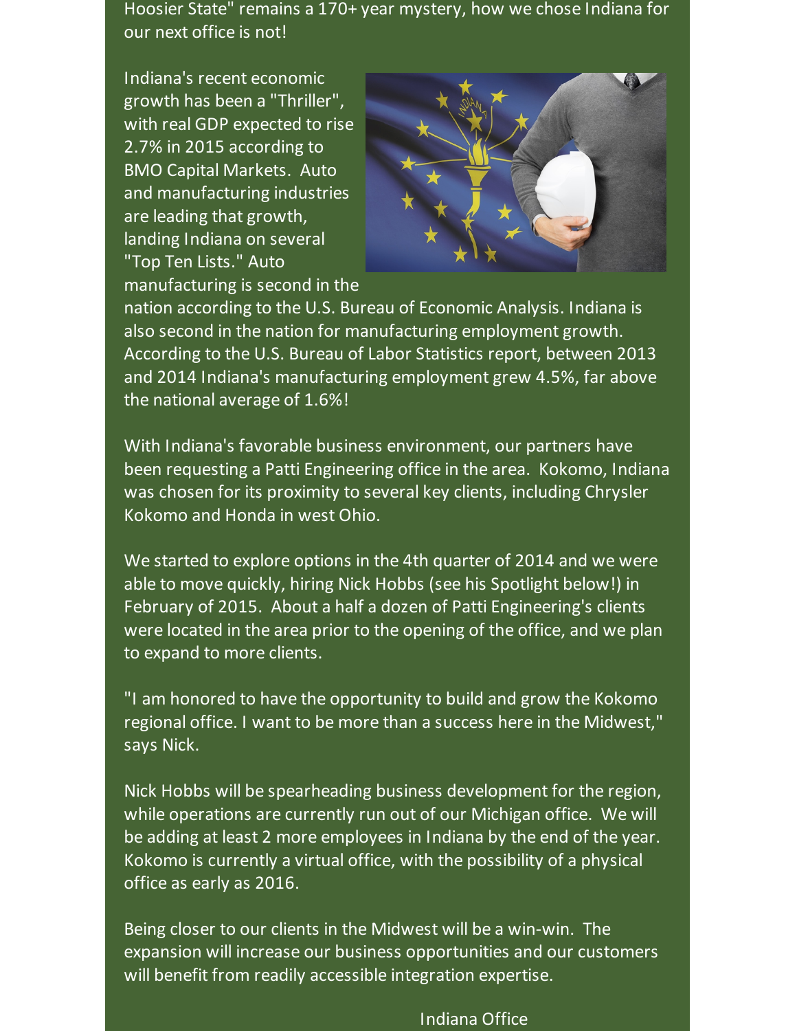Hoosier State" remains a 170+ year mystery, how we chose Indiana for our next office is not!

Indiana's recent economic growth has been a "Thriller", with real GDP expected to rise 2.7% in 2015 according to BMO Capital Markets. Auto and manufacturing industries are leading that growth, landing Indiana on several "Top Ten Lists." Auto manufacturing is second in the nation according to the U.S. Bureau of Economic Analysis. Indiana is also second in the nation for manufacturing employment growth. According to the U.S. Bureau of Labor Statistics report, between 2013 and 2014 Indiana's manufacturing employment grew 4.5%, far above the national average of 1.6%!

With Indiana's favorable business environment, our partners have been requesting a Patti Engineering office in the area. Kokomo, Indiana was chosen for its proximity to several key clients, including Chrysler Kokomo and Honda in west Ohio.

We started to explore options in the 4th quarter of 2014 and we were able to move quickly, hiring Nick Hobbs (see his Spotlight below!) in February of 2015. About a half a dozen of Patti Engineering's clients were located in the area prior to the opening of the office, and we plan to expand to more clients.

"I am honored to have the opportunity to build and grow the Kokomo regional office. I want to be more than a success here in the Midwest," says Nick.

Nick Hobbs will be spearheading business development for the region, while operations are currently run out of our Michigan office. We will be adding at least 2 more employees in Indiana by the end of the year. Kokomo is currently a virtual office, with the possibility of a physical office as early as 2016.

Being closer to our clients in the Midwest will be a win-win. The expansion will increase our business opportunities and our customers will benefit from readily accessible integration expertise.

Indiana Office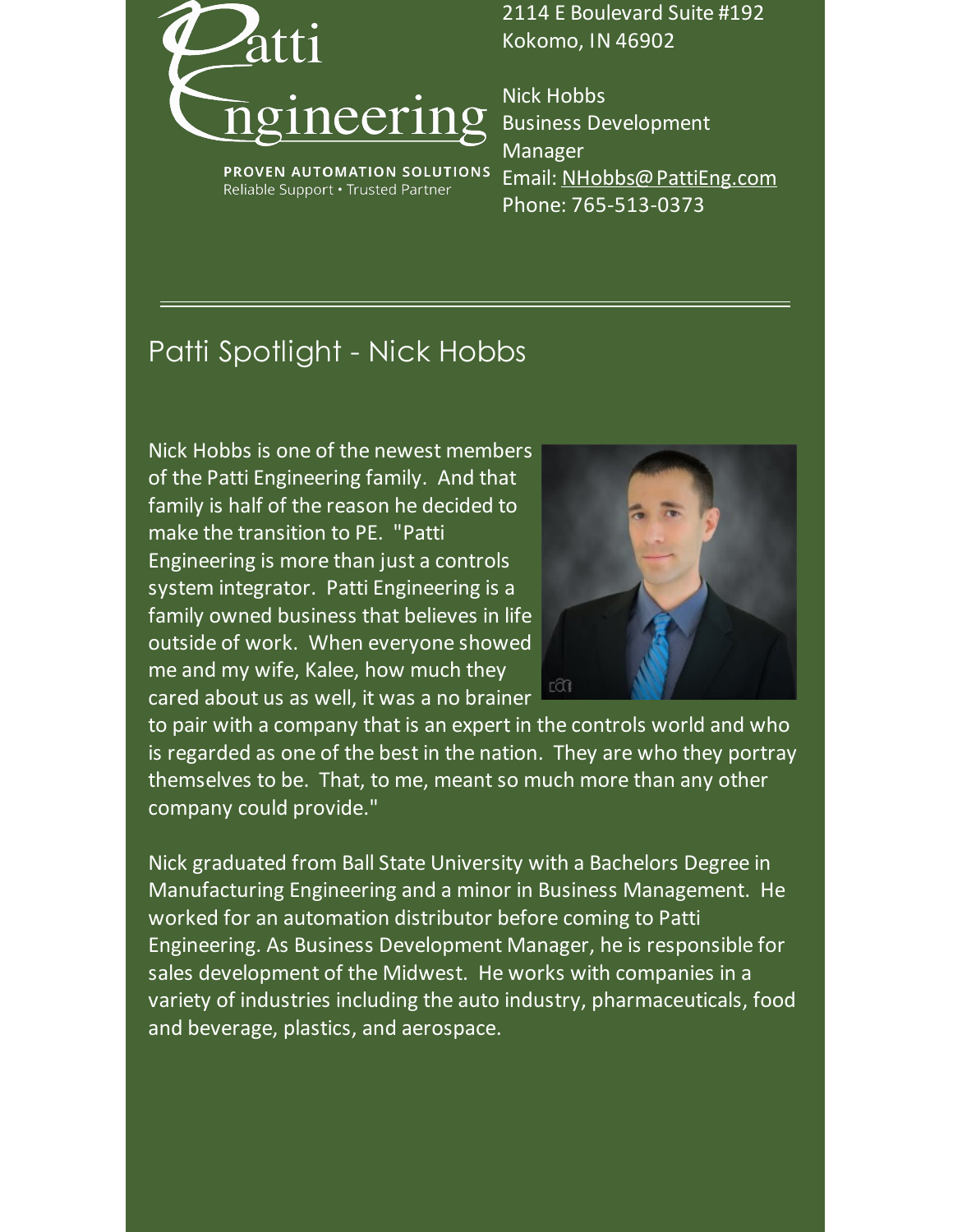Patti Engineering

**PROVEN AUTOMATION SOLUTIONS**
Reliable Support • Trusted Partner

2114 E Boulevard Suite #192
Kokomo, IN 46902

Nick Hobbs
Business Development Manager
Email: NHobbs@PattiEng.com
Phone: 765-513-0373

---

## Patti Spotlight - Nick Hobbs

Nick Hobbs is one of the newest members of the Patti Engineering family. And that family is half of the reason he decided to make the transition to PE. "Patti Engineering is more than just a controls system integrator. Patti Engineering is a family owned business that believes in life outside of work. When everyone showed me and my wife, Kalee, how much they cared about us as well, it was a no brainer to pair with a company that is an expert in the controls world and who is regarded as one of the best in the nation. They are who they portray themselves to be. That, to me, meant so much more than any other company could provide."

Nick graduated from Ball State University with a Bachelors Degree in Manufacturing Engineering and a minor in Business Management. He worked for an automation distributor before coming to Patti Engineering. As Business Development Manager, he is responsible for sales development of the Midwest. He works with companies in a variety of industries including the auto industry, pharmaceuticals, food and beverage, plastics, and aerospace.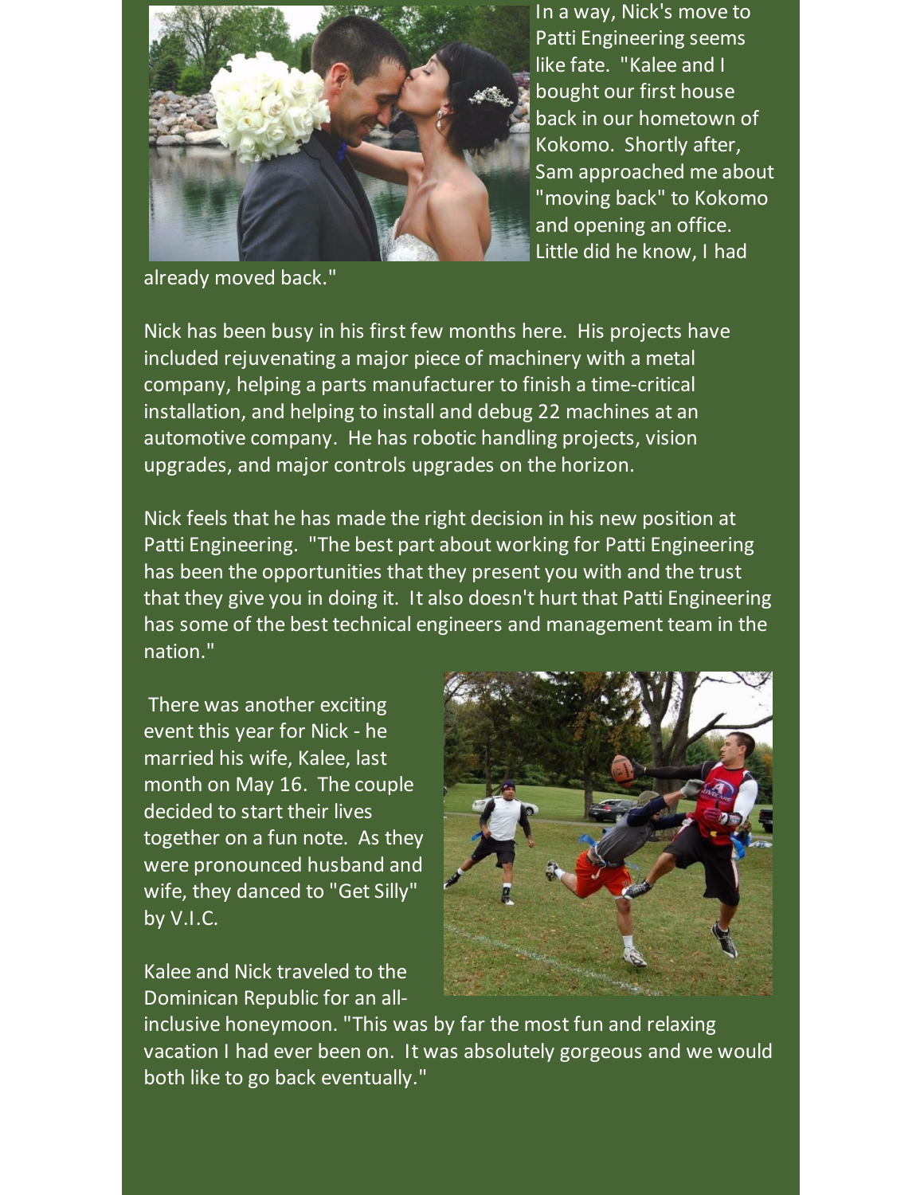In a way, Nick's move to Patti Engineering seems like fate. "Kalee and I bought our first house back in our hometown of Kokomo. Shortly after, Sam approached me about "moving back" to Kokomo and opening an office. Little did he know, I had already moved back."

Nick has been busy in his first few months here. His projects have included rejuvenating a major piece of machinery with a metal company, helping a parts manufacturer to finish a time-critical installation, and helping to install and debug 22 machines at an automotive company. He has robotic handling projects, vision upgrades, and major controls upgrades on the horizon.

Nick feels that he has made the right decision in his new position at Patti Engineering. "The best part about working for Patti Engineering has been the opportunities that they present you with and the trust that they give you in doing it. It also doesn't hurt that Patti Engineering has some of the best technical engineers and management team in the nation."

There was another exciting event this year for Nick - he married his wife, Kalee, last month on May 16. The couple decided to start their lives together on a fun note. As they were pronounced husband and wife, they danced to "Get Silly" by V.I.C.

Kalee and Nick traveled to the Dominican Republic for an all-inclusive honeymoon. "This was by far the most fun and relaxing vacation I had ever been on. It was absolutely gorgeous and we would both like to go back eventually."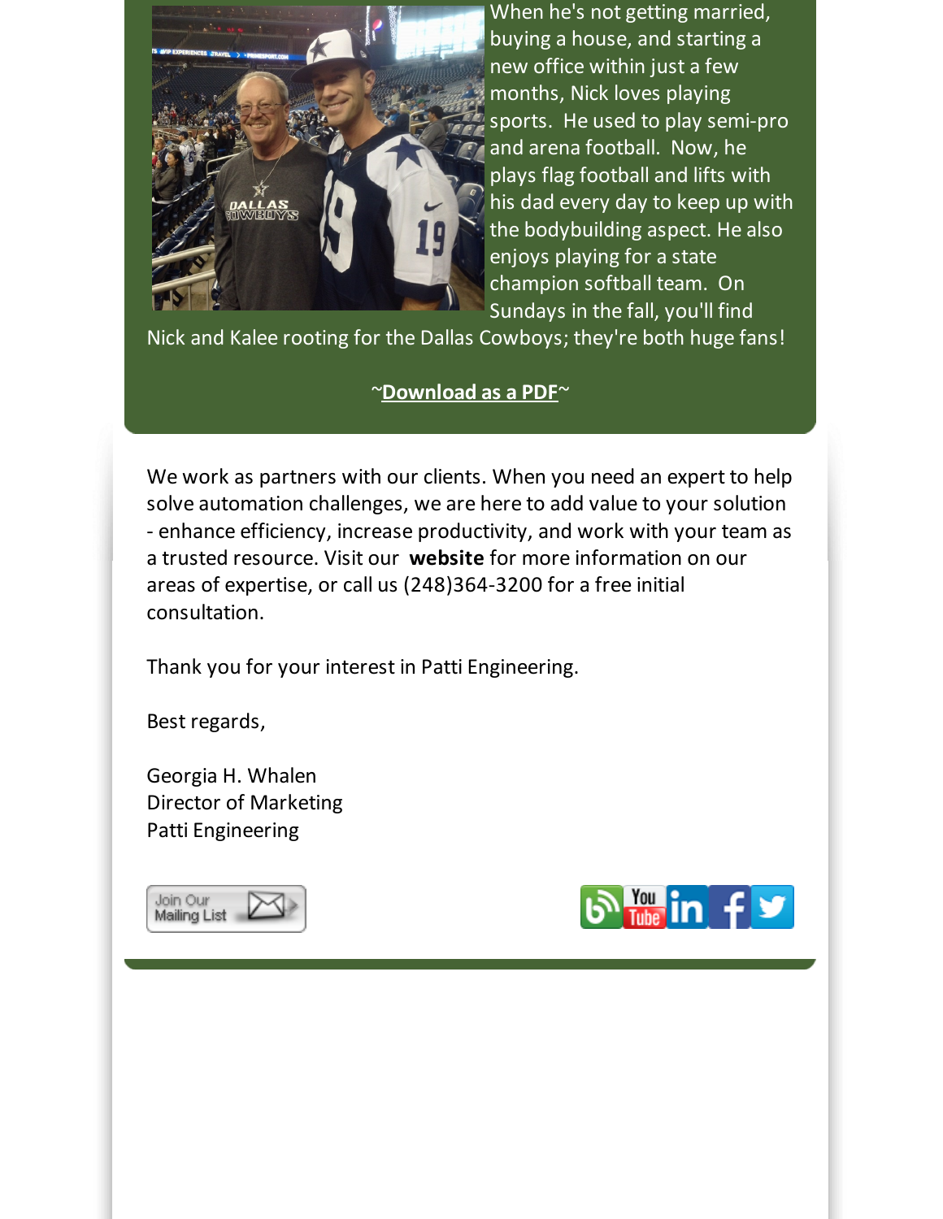When he's not getting married, buying a house, and starting a new office within just a few months, Nick loves playing sports. He used to play semi-pro and arena football. Now, he plays flag football and lifts with his dad every day to keep up with the bodybuilding aspect. He also enjoys playing for a state champion softball team. On Sundays in the fall, you'll find Nick and Kalee rooting for the Dallas Cowboys; they're both huge fans!

~**Download as a PDF**~

We work as partners with our clients. When you need an expert to help solve automation challenges, we are here to add value to your solution - enhance efficiency, increase productivity, and work with your team as a trusted resource. Visit our **website** for more information on our areas of expertise, or call us (248)364-3200 for a free initial consultation.

Thank you for your interest in Patti Engineering.

Best regards,

Georgia H. Whalen
Director of Marketing
Patti Engineering

Join Our Mailing List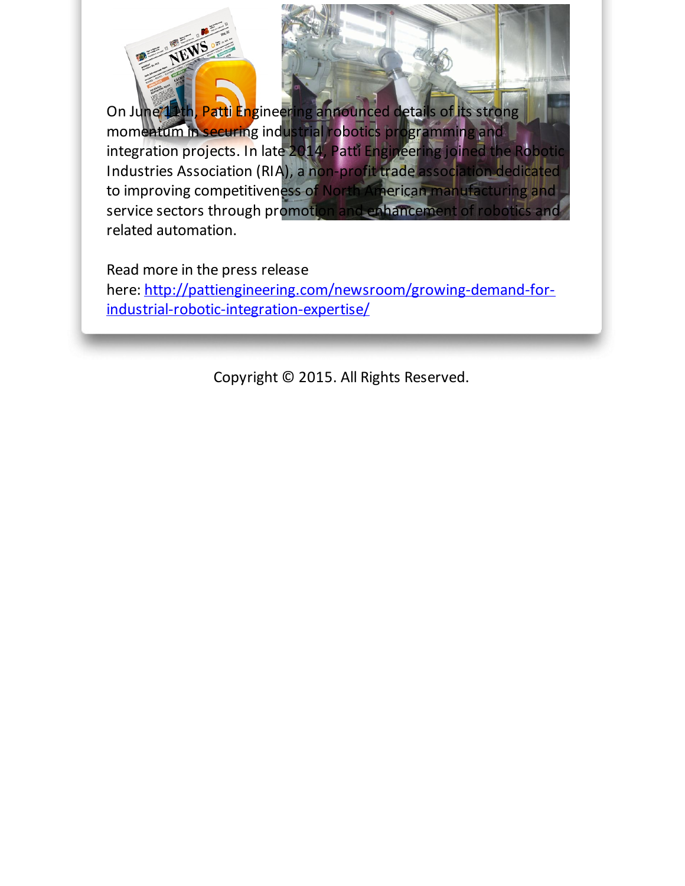On June 11th, Patti Engineering announced details of its strong momentum in securing industrial robotics programming and integration projects. In late 2014, Patti Engineering joined the Robotic Industries Association (RIA), a non-profit trade association dedicated to improving competitiveness of North American manufacturing and service sectors through promotion and enhancement of robotics and related automation.

Read more in the press release here: [http://pattiengineering.com/newsroom/growing-demand-for-industrial-robotic-integration-expertise/](http://pattiengineering.com/newsroom/growing-demand-for-industrial-robotic-integration-expertise/)

Copyright © 2015. All Rights Reserved.